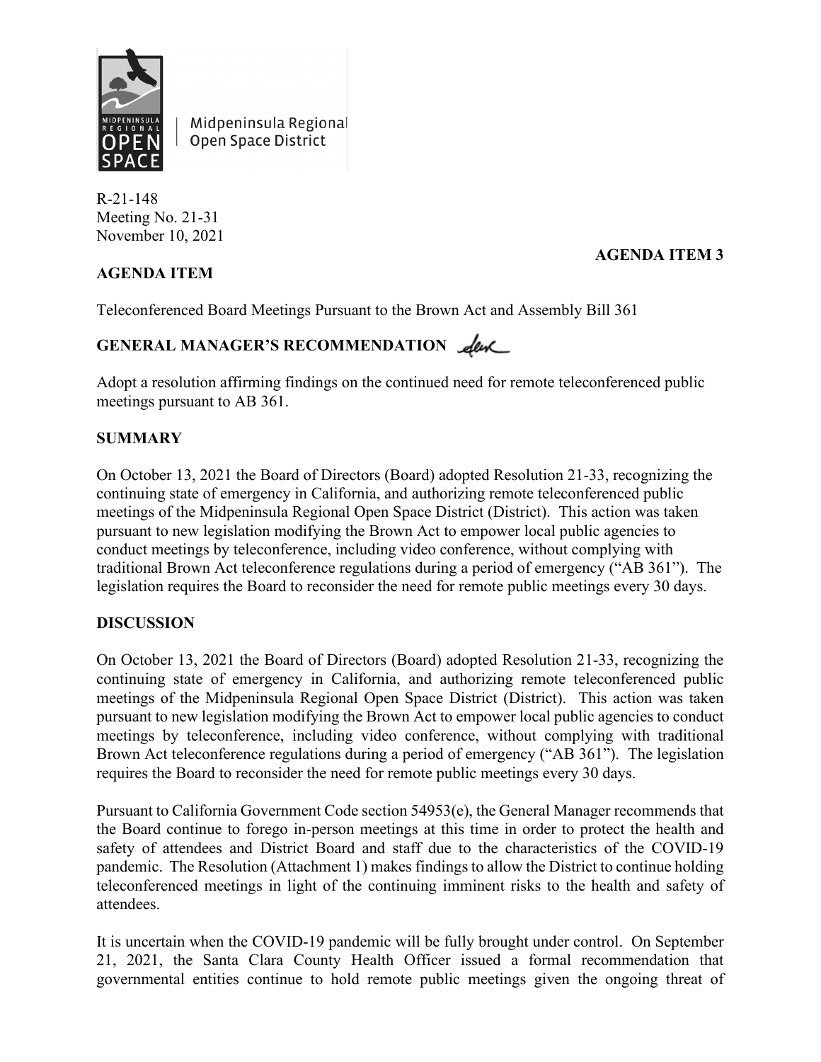Midpeninsula Regional Open Space District

R-21-148
Meeting No. 21-31
November 10, 2021

**AGENDA ITEM 3**

## AGENDA ITEM

Teleconferenced Board Meetings Pursuant to the Brown Act and Assembly Bill 361

## GENERAL MANAGER'S RECOMMENDATION

Adopt a resolution affirming findings on the continued need for remote teleconferenced public meetings pursuant to AB 361.

## SUMMARY

On October 13, 2021 the Board of Directors (Board) adopted Resolution 21-33, recognizing the continuing state of emergency in California, and authorizing remote teleconferenced public meetings of the Midpeninsula Regional Open Space District (District). This action was taken pursuant to new legislation modifying the Brown Act to empower local public agencies to conduct meetings by teleconference, including video conference, without complying with traditional Brown Act teleconference regulations during a period of emergency ("AB 361"). The legislation requires the Board to reconsider the need for remote public meetings every 30 days.

## DISCUSSION

On October 13, 2021 the Board of Directors (Board) adopted Resolution 21-33, recognizing the continuing state of emergency in California, and authorizing remote teleconferenced public meetings of the Midpeninsula Regional Open Space District (District). This action was taken pursuant to new legislation modifying the Brown Act to empower local public agencies to conduct meetings by teleconference, including video conference, without complying with traditional Brown Act teleconference regulations during a period of emergency ("AB 361"). The legislation requires the Board to reconsider the need for remote public meetings every 30 days.

Pursuant to California Government Code section 54953(e), the General Manager recommends that the Board continue to forego in-person meetings at this time in order to protect the health and safety of attendees and District Board and staff due to the characteristics of the COVID-19 pandemic. The Resolution (Attachment 1) makes findings to allow the District to continue holding teleconferenced meetings in light of the continuing imminent risks to the health and safety of attendees.

It is uncertain when the COVID-19 pandemic will be fully brought under control. On September 21, 2021, the Santa Clara County Health Officer issued a formal recommendation that governmental entities continue to hold remote public meetings given the ongoing threat of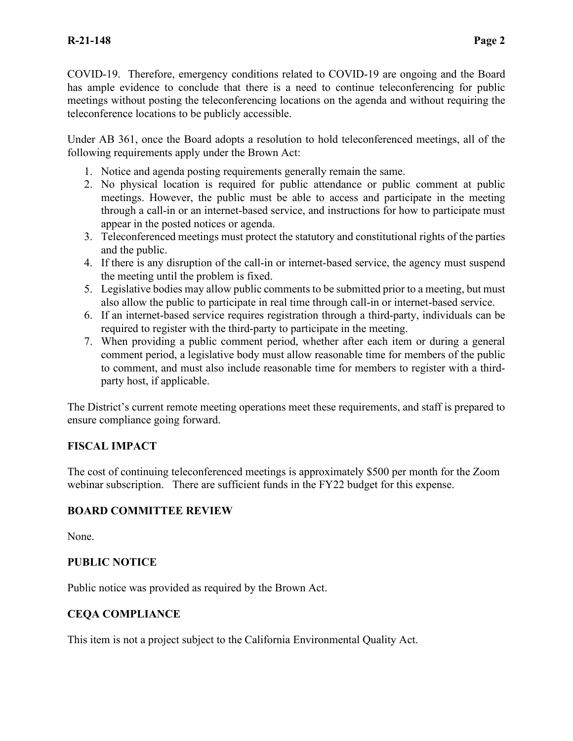COVID-19. Therefore, emergency conditions related to COVID-19 are ongoing and the Board has ample evidence to conclude that there is a need to continue teleconferencing for public meetings without posting the teleconferencing locations on the agenda and without requiring the teleconference locations to be publicly accessible.

Under AB 361, once the Board adopts a resolution to hold teleconferenced meetings, all of the following requirements apply under the Brown Act:

1. Notice and agenda posting requirements generally remain the same.
2. No physical location is required for public attendance or public comment at public meetings. However, the public must be able to access and participate in the meeting through a call-in or an internet-based service, and instructions for how to participate must appear in the posted notices or agenda.
3. Teleconferenced meetings must protect the statutory and constitutional rights of the parties and the public.
4. If there is any disruption of the call-in or internet-based service, the agency must suspend the meeting until the problem is fixed.
5. Legislative bodies may allow public comments to be submitted prior to a meeting, but must also allow the public to participate in real time through call-in or internet-based service.
6. If an internet-based service requires registration through a third-party, individuals can be required to register with the third-party to participate in the meeting.
7. When providing a public comment period, whether after each item or during a general comment period, a legislative body must allow reasonable time for members of the public to comment, and must also include reasonable time for members to register with a third-party host, if applicable.

The District's current remote meeting operations meet these requirements, and staff is prepared to ensure compliance going forward.

## FISCAL IMPACT

The cost of continuing teleconferenced meetings is approximately $500 per month for the Zoom webinar subscription. There are sufficient funds in the FY22 budget for this expense.

## BOARD COMMITTEE REVIEW

None.

## PUBLIC NOTICE

Public notice was provided as required by the Brown Act.

## CEQA COMPLIANCE

This item is not a project subject to the California Environmental Quality Act.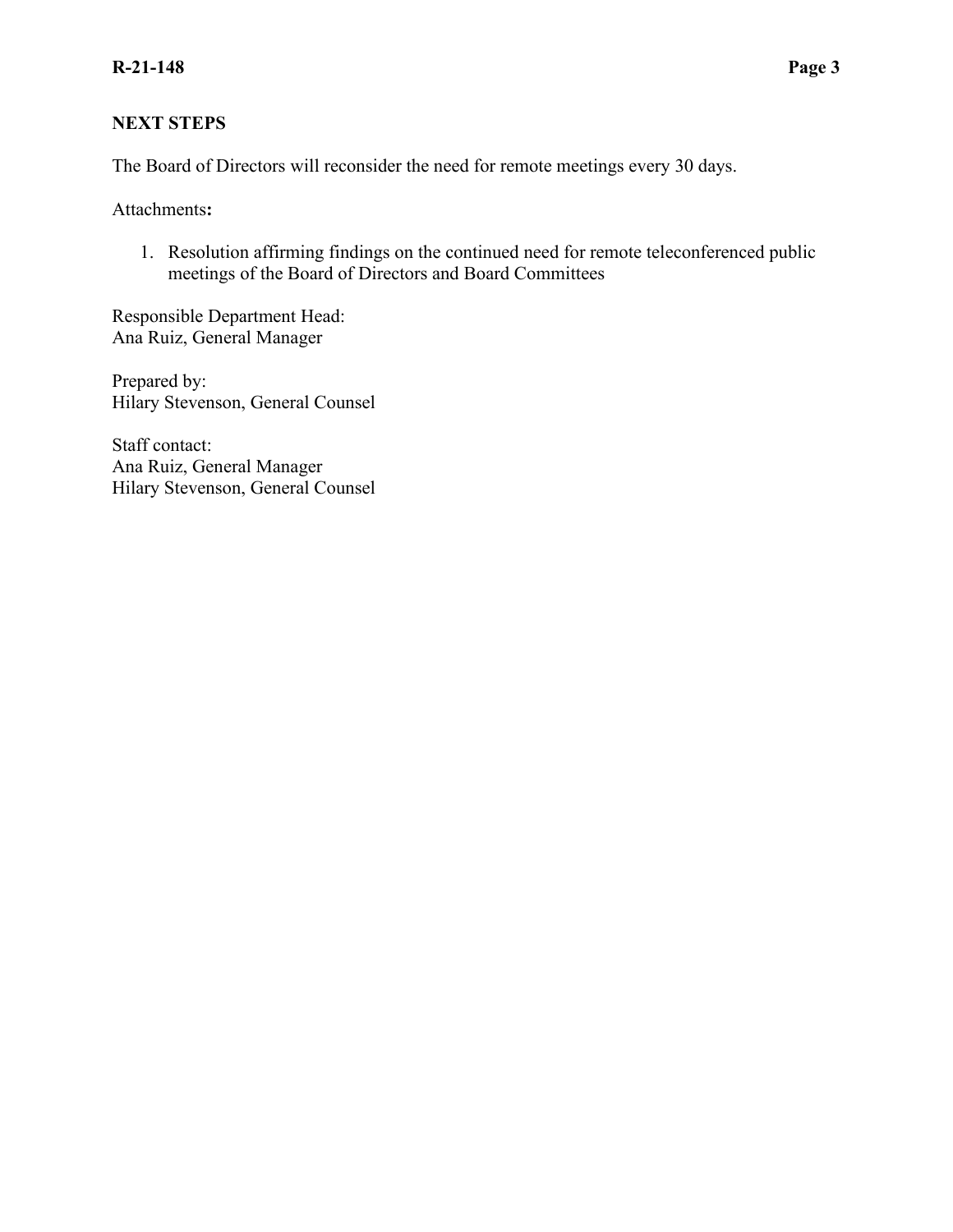## NEXT STEPS

The Board of Directors will reconsider the need for remote meetings every 30 days.

Attachments**:**

1. Resolution affirming findings on the continued need for remote teleconferenced public meetings of the Board of Directors and Board Committees

Responsible Department Head:
Ana Ruiz, General Manager

Prepared by:
Hilary Stevenson, General Counsel

Staff contact:
Ana Ruiz, General Manager
Hilary Stevenson, General Counsel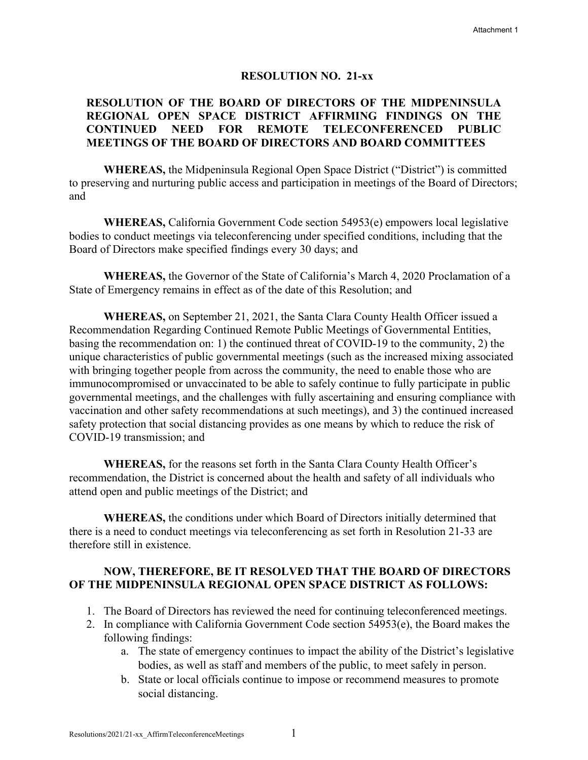Attachment 1

**RESOLUTION NO. 21-xx**

**RESOLUTION OF THE BOARD OF DIRECTORS OF THE MIDPENINSULA REGIONAL OPEN SPACE DISTRICT AFFIRMING FINDINGS ON THE CONTINUED NEED FOR REMOTE TELECONFERENCED PUBLIC MEETINGS OF THE BOARD OF DIRECTORS AND BOARD COMMITTEES**

**WHEREAS,** the Midpeninsula Regional Open Space District ("District") is committed to preserving and nurturing public access and participation in meetings of the Board of Directors; and

**WHEREAS,** California Government Code section 54953(e) empowers local legislative bodies to conduct meetings via teleconferencing under specified conditions, including that the Board of Directors make specified findings every 30 days; and

**WHEREAS,** the Governor of the State of California's March 4, 2020 Proclamation of a State of Emergency remains in effect as of the date of this Resolution; and

**WHEREAS,** on September 21, 2021, the Santa Clara County Health Officer issued a Recommendation Regarding Continued Remote Public Meetings of Governmental Entities, basing the recommendation on: 1) the continued threat of COVID-19 to the community, 2) the unique characteristics of public governmental meetings (such as the increased mixing associated with bringing together people from across the community, the need to enable those who are immunocompromised or unvaccinated to be able to safely continue to fully participate in public governmental meetings, and the challenges with fully ascertaining and ensuring compliance with vaccination and other safety recommendations at such meetings), and 3) the continued increased safety protection that social distancing provides as one means by which to reduce the risk of COVID-19 transmission; and

**WHEREAS,** for the reasons set forth in the Santa Clara County Health Officer's recommendation, the District is concerned about the health and safety of all individuals who attend open and public meetings of the District; and

**WHEREAS,** the conditions under which Board of Directors initially determined that there is a need to conduct meetings via teleconferencing as set forth in Resolution 21-33 are therefore still in existence.

**NOW, THEREFORE, BE IT RESOLVED THAT THE BOARD OF DIRECTORS OF THE MIDPENINSULA REGIONAL OPEN SPACE DISTRICT AS FOLLOWS:**

1. The Board of Directors has reviewed the need for continuing teleconferenced meetings.
2. In compliance with California Government Code section 54953(e), the Board makes the following findings:
    a. The state of emergency continues to impact the ability of the District's legislative bodies, as well as staff and members of the public, to meet safely in person.
    b. State or local officials continue to impose or recommend measures to promote social distancing.

Resolutions/2021/21-xx_AffirmTeleconferenceMeetings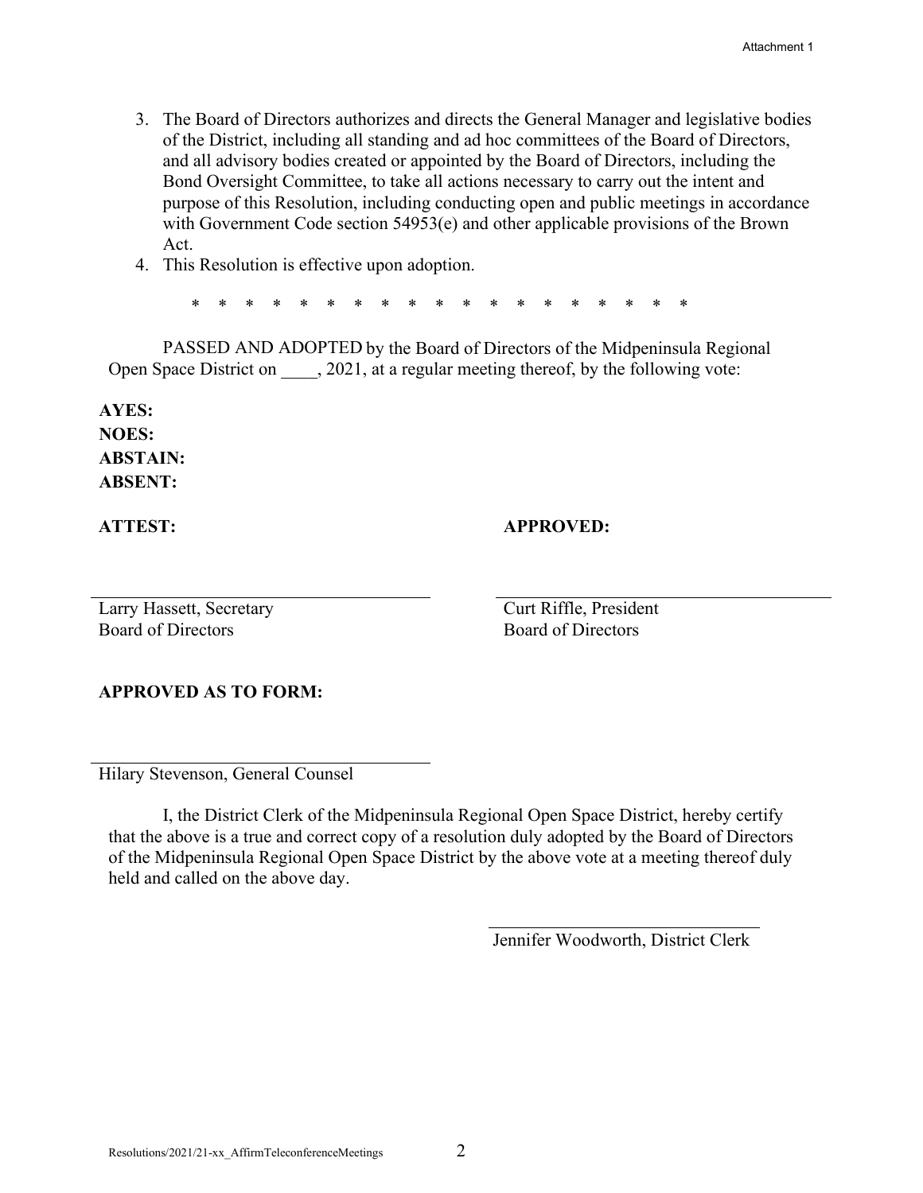3. The Board of Directors authorizes and directs the General Manager and legislative bodies of the District, including all standing and ad hoc committees of the Board of Directors, and all advisory bodies created or appointed by the Board of Directors, including the Bond Oversight Committee, to take all actions necessary to carry out the intent and purpose of this Resolution, including conducting open and public meetings in accordance with Government Code section 54953(e) and other applicable provisions of the Brown Act.
4. This Resolution is effective upon adoption.

\* \* \* \* \* \* \* \* \* \* \* \* \* \* \* \* \* \* \*

PASSED AND ADOPTED by the Board of Directors of the Midpeninsula Regional Open Space District on ____, 2021, at a regular meeting thereof, by the following vote:

**AYES:**
**NOES:**
**ABSTAIN:**
**ABSENT:**

**ATTEST:**

Larry Hassett, Secretary
Board of Directors

**APPROVED:**

Curt Riffle, President
Board of Directors

**APPROVED AS TO FORM:**

Hilary Stevenson, General Counsel

I, the District Clerk of the Midpeninsula Regional Open Space District, hereby certify that the above is a true and correct copy of a resolution duly adopted by the Board of Directors of the Midpeninsula Regional Open Space District by the above vote at a meeting thereof duly held and called on the above day.

Jennifer Woodworth, District Clerk